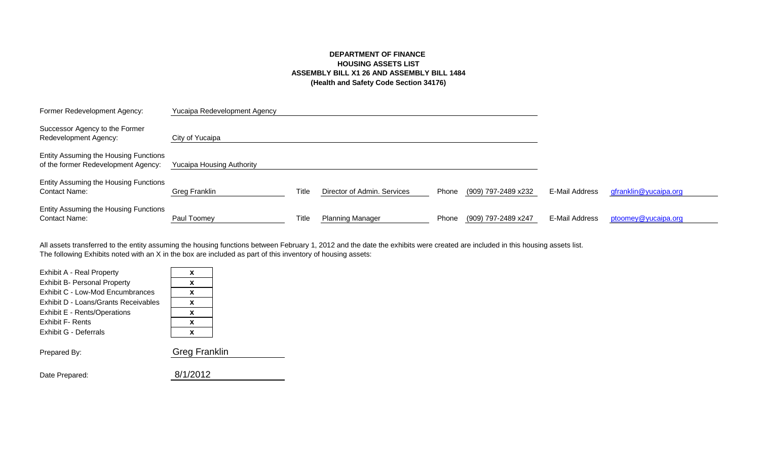**DEPARTMENT OF FINANCE**
**HOUSING ASSETS LIST**
**ASSEMBLY BILL X1 26 AND ASSEMBLY BILL 1484**
**(Health and Safety Code Section 34176)**

| | | | | | | | |
|---|---|---|---|---|---|---|---|
| Former Redevelopment Agency: | Yucaipa Redevelopment Agency | | | | | | |
| Successor Agency to the Former Redevelopment Agency: | City of Yucaipa | | | | | | |
| Entity Assuming the Housing Functions of the former Redevelopment Agency: | Yucaipa Housing Authority | | | | | | |
| Entity Assuming the Housing Functions Contact Name: | Greg Franklin | Title | Director of Admin. Services | Phone | (909) 797-2489 x232 | E-Mail Address | gfranklin@yucaipa.org |
| Entity Assuming the Housing Functions Contact Name: | Paul Toomey | Title | Planning Manager | Phone | (909) 797-2489 x247 | E-Mail Address | ptoomey@yucaipa.org |

All assets transferred to the entity assuming the housing functions between February 1, 2012 and the date the exhibits were created are included in this housing assets list.
The following Exhibits noted with an X in the box are included as part of this inventory of housing assets:

| Exhibit | Included |
|---|---|
| Exhibit A - Real Property | x |
| Exhibit B- Personal Property | x |
| Exhibit C - Low-Mod Encumbrances | x |
| Exhibit D - Loans/Grants Receivables | x |
| Exhibit E - Rents/Operations | x |
| Exhibit F- Rents | x |
| Exhibit G - Deferrals | x |

Prepared By: Greg Franklin

Date Prepared: 8/1/2012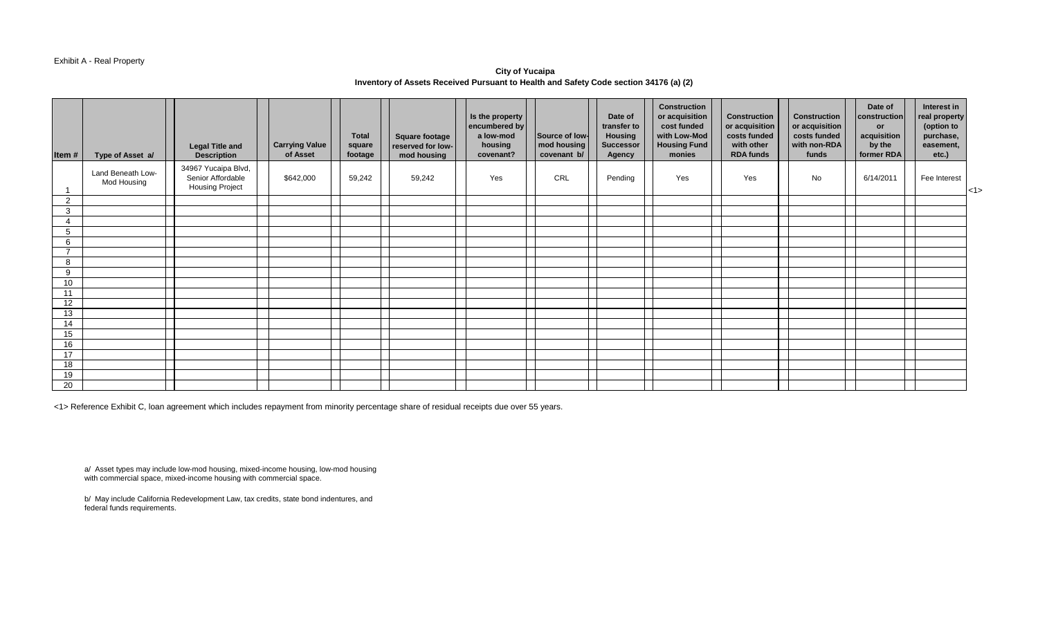Exhibit A - Real Property

**City of Yucaipa**
**Inventory of Assets Received Pursuant to Health and Safety Code section 34176 (a) (2)**

| Item # | Type of Asset a/ | Legal Title and Description | Carrying Value of Asset | Total square footage | Square footage reserved for low-mod housing | Is the property encumbered by a low-mod housing covenant? | Source of low-mod housing covenant b/ | Date of transfer to Housing Successor Agency | Construction or acquisition cost funded with Low-Mod Housing Fund monies | Construction or acquisition costs funded with other RDA funds | Construction or acquisition costs funded with non-RDA funds | Date of construction or acquisition by the former RDA | Interest in real property (option to purchase, easement, etc.) | |
|---|---|---|---|---|---|---|---|---|---|---|---|---|---|---|
| 1 | Land Beneath Low-Mod Housing | 34967 Yucaipa Blvd, Senior Affordable Housing Project | $642,000 | 59,242 | 59,242 | Yes | CRL | Pending | Yes | Yes | No | 6/14/2011 | Fee Interest | <1> |
| 2 | | | | | | | | | | | | | | |
| 3 | | | | | | | | | | | | | | |
| 4 | | | | | | | | | | | | | | |
| 5 | | | | | | | | | | | | | | |
| 6 | | | | | | | | | | | | | | |
| 7 | | | | | | | | | | | | | | |
| 8 | | | | | | | | | | | | | | |
| 9 | | | | | | | | | | | | | | |
| 10 | | | | | | | | | | | | | | |
| 11 | | | | | | | | | | | | | | |
| 12 | | | | | | | | | | | | | | |
| 13 | | | | | | | | | | | | | | |
| 14 | | | | | | | | | | | | | | |
| 15 | | | | | | | | | | | | | | |
| 16 | | | | | | | | | | | | | | |
| 17 | | | | | | | | | | | | | | |
| 18 | | | | | | | | | | | | | | |
| 19 | | | | | | | | | | | | | | |
| 20 | | | | | | | | | | | | | | |

<1> Reference Exhibit C, loan agreement which includes repayment from minority percentage share of residual receipts due over 55 years.

a/ Asset types may include low-mod housing, mixed-income housing, low-mod housing with commercial space, mixed-income housing with commercial space.

b/ May include California Redevelopment Law, tax credits, state bond indentures, and federal funds requirements.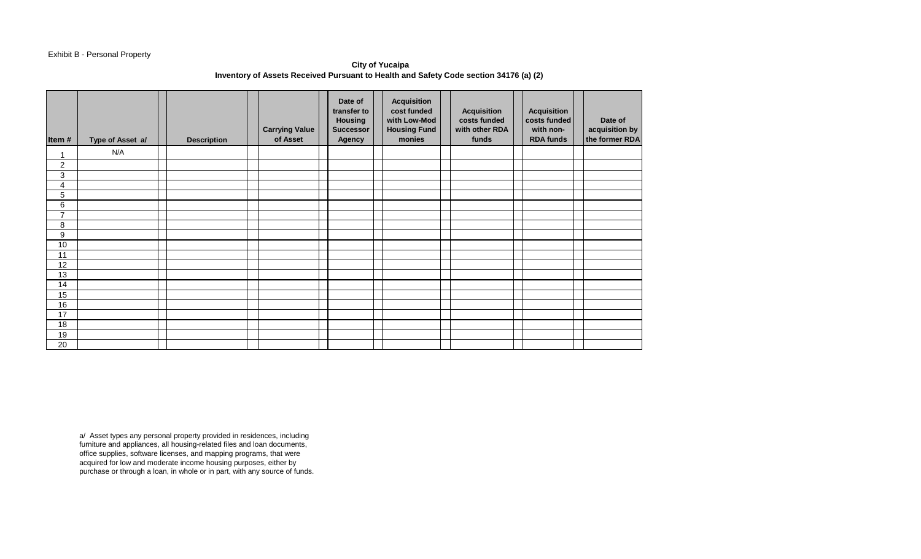Exhibit B - Personal Property

**City of Yucaipa**
**Inventory of Assets Received Pursuant to Health and Safety Code section 34176 (a) (2)**

| Item # | Type of Asset a/ | Description | Carrying Value of Asset | Date of transfer to Housing Successor Agency | Acquisition cost funded with Low-Mod Housing Fund monies | Acquisition costs funded with other RDA funds | Acquisition costs funded with non-RDA funds | Date of acquisition by the former RDA |
|---|---|---|---|---|---|---|---|---|
| 1 | N/A | | | | | | | |
| 2 | | | | | | | | |
| 3 | | | | | | | | |
| 4 | | | | | | | | |
| 5 | | | | | | | | |
| 6 | | | | | | | | |
| 7 | | | | | | | | |
| 8 | | | | | | | | |
| 9 | | | | | | | | |
| 10 | | | | | | | | |
| 11 | | | | | | | | |
| 12 | | | | | | | | |
| 13 | | | | | | | | |
| 14 | | | | | | | | |
| 15 | | | | | | | | |
| 16 | | | | | | | | |
| 17 | | | | | | | | |
| 18 | | | | | | | | |
| 19 | | | | | | | | |
| 20 | | | | | | | | |

a/ Asset types any personal property provided in residences, including furniture and appliances, all housing-related files and loan documents, office supplies, software licenses, and mapping programs, that were acquired for low and moderate income housing purposes, either by purchase or through a loan, in whole or in part, with any source of funds.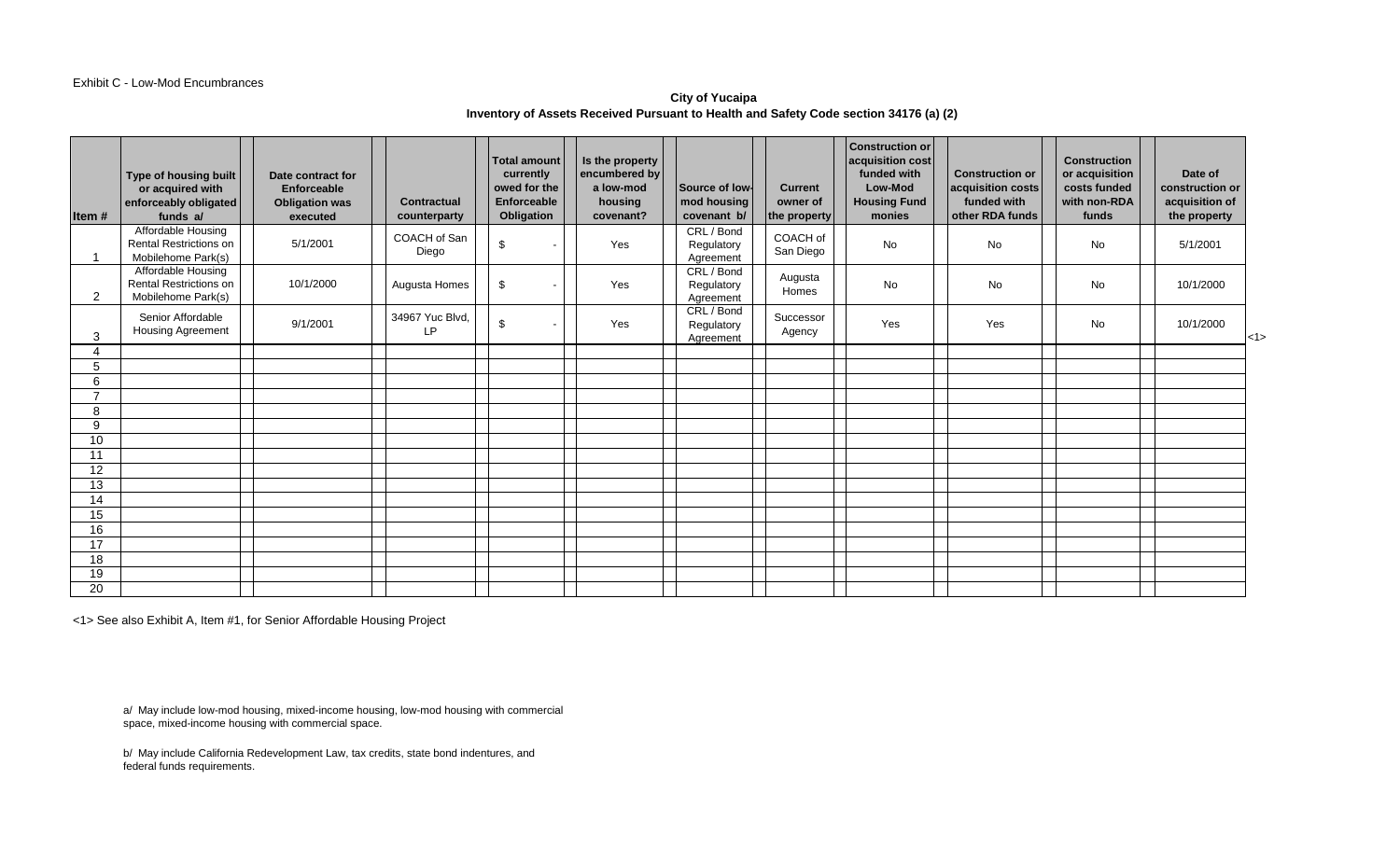Exhibit C - Low-Mod Encumbrances

**City of Yucaipa**
**Inventory of Assets Received Pursuant to Health and Safety Code section 34176 (a) (2)**

| Item # | Type of housing built or acquired with enforceably obligated funds a/ | Date contract for Enforceable Obligation was executed | Contractual counterparty | Total amount currently owed for the Enforceable Obligation | Is the property encumbered by a low-mod housing covenant? | Source of low-mod housing covenant b/ | Current owner of the property | Construction or acquisition cost funded with Low-Mod Housing Fund monies | Construction or acquisition costs funded with other RDA funds | Construction or acquisition costs funded with non-RDA funds | Date of construction or acquisition of the property | |
|---|---|---|---|---|---|---|---|---|---|---|---|---|
| 1 | Affordable Housing Rental Restrictions on Mobilehome Park(s) | 5/1/2001 | COACH of San Diego | $ - | Yes | CRL / Bond Regulatory Agreement | COACH of San Diego | No | No | No | 5/1/2001 | |
| 2 | Affordable Housing Rental Restrictions on Mobilehome Park(s) | 10/1/2000 | Augusta Homes | $ - | Yes | CRL / Bond Regulatory Agreement | Augusta Homes | No | No | No | 10/1/2000 | |
| 3 | Senior Affordable Housing Agreement | 9/1/2001 | 34967 Yuc Blvd, LP | $ - | Yes | CRL / Bond Regulatory Agreement | Successor Agency | Yes | Yes | No | 10/1/2000 | <1> |
| 4 | | | | | | | | | | | | |
| 5 | | | | | | | | | | | | |
| 6 | | | | | | | | | | | | |
| 7 | | | | | | | | | | | | |
| 8 | | | | | | | | | | | | |
| 9 | | | | | | | | | | | | |
| 10 | | | | | | | | | | | | |
| 11 | | | | | | | | | | | | |
| 12 | | | | | | | | | | | | |
| 13 | | | | | | | | | | | | |
| 14 | | | | | | | | | | | | |
| 15 | | | | | | | | | | | | |
| 16 | | | | | | | | | | | | |
| 17 | | | | | | | | | | | | |
| 18 | | | | | | | | | | | | |
| 19 | | | | | | | | | | | | |
| 20 | | | | | | | | | | | | |

<1> See also Exhibit A, Item #1, for Senior Affordable Housing Project

a/ May include low-mod housing, mixed-income housing, low-mod housing with commercial space, mixed-income housing with commercial space.

b/ May include California Redevelopment Law, tax credits, state bond indentures, and federal funds requirements.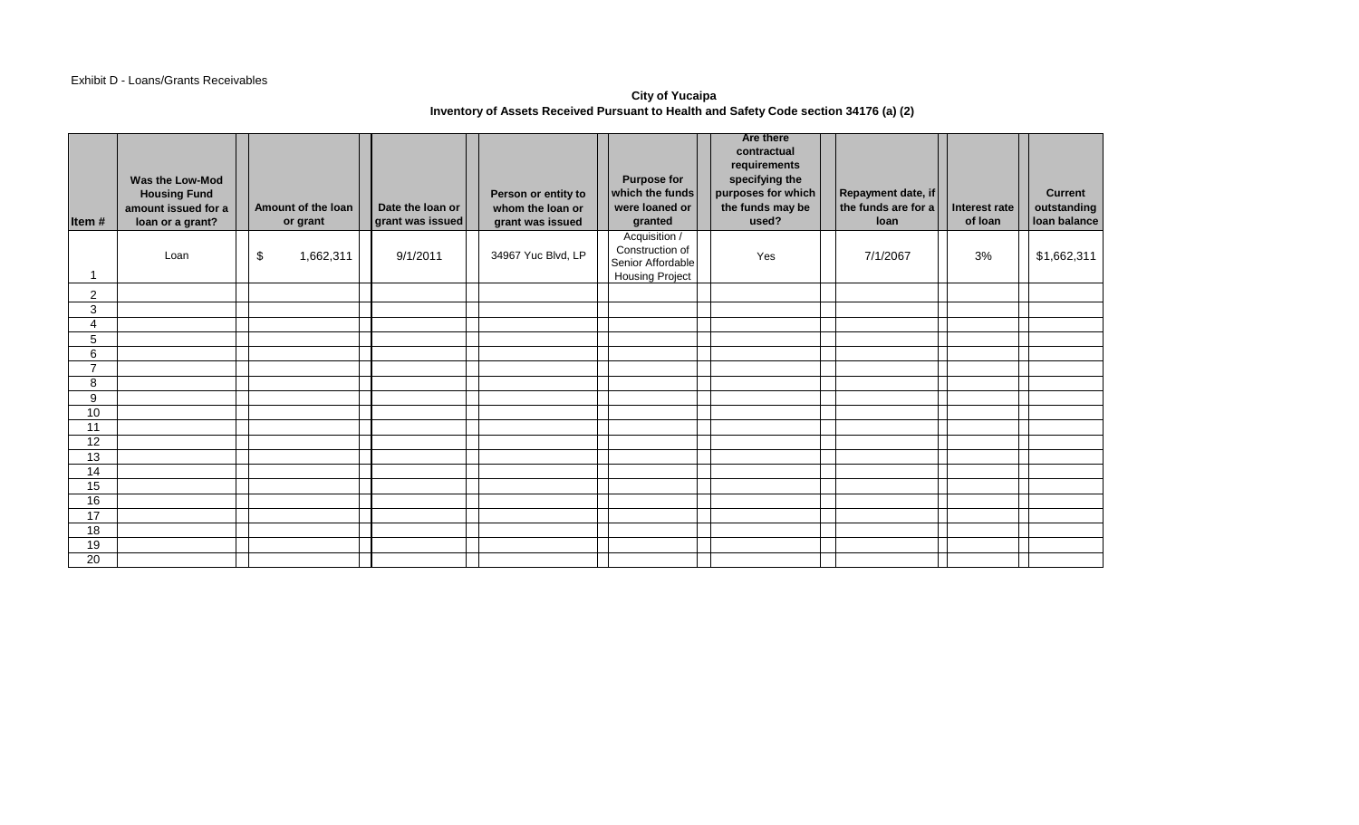Exhibit D - Loans/Grants Receivables

**City of Yucaipa**
**Inventory of Assets Received Pursuant to Health and Safety Code section 34176 (a) (2)**

| Item # | Was the Low-Mod Housing Fund amount issued for a loan or a grant? | Amount of the loan or grant | Date the loan or grant was issued | Person or entity to whom the loan or grant was issued | Purpose for which the funds were loaned or granted | Are there contractual requirements specifying the purposes for which the funds may be used? | Repayment date, if the funds are for a loan | Interest rate of loan | Current outstanding loan balance |
|---|---|---|---|---|---|---|---|---|---|
| 1 | Loan | $ 1,662,311 | 9/1/2011 | 34967 Yuc Blvd, LP | Acquisition / Construction of Senior Affordable Housing Project | Yes | 7/1/2067 | 3% | $1,662,311 |
| 2 | | | | | | | | | |
| 3 | | | | | | | | | |
| 4 | | | | | | | | | |
| 5 | | | | | | | | | |
| 6 | | | | | | | | | |
| 7 | | | | | | | | | |
| 8 | | | | | | | | | |
| 9 | | | | | | | | | |
| 10 | | | | | | | | | |
| 11 | | | | | | | | | |
| 12 | | | | | | | | | |
| 13 | | | | | | | | | |
| 14 | | | | | | | | | |
| 15 | | | | | | | | | |
| 16 | | | | | | | | | |
| 17 | | | | | | | | | |
| 18 | | | | | | | | | |
| 19 | | | | | | | | | |
| 20 | | | | | | | | | |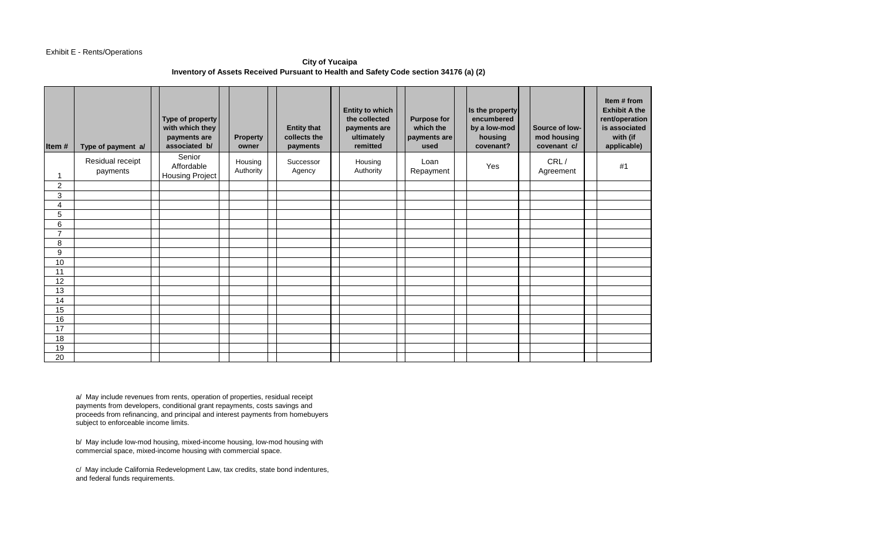Exhibit E - Rents/Operations

**City of Yucaipa**
**Inventory of Assets Received Pursuant to Health and Safety Code section 34176 (a) (2)**

| Item # | Type of payment a/ | Type of property with which they payments are associated b/ | Property owner | Entity that collects the payments | Entity to which the collected payments are ultimately remitted | Purpose for which the payments are used | Is the property encumbered by a low-mod housing covenant? | Source of low-mod housing covenant c/ | Item # from Exhibit A the rent/operation is associated with (if applicable) |
|---|---|---|---|---|---|---|---|---|---|
| 1 | Residual receipt payments | Senior Affordable Housing Project | Housing Authority | Successor Agency | Housing Authority | Loan Repayment | Yes | CRL / Agreement | #1 |
| 2 | | | | | | | | | |
| 3 | | | | | | | | | |
| 4 | | | | | | | | | |
| 5 | | | | | | | | | |
| 6 | | | | | | | | | |
| 7 | | | | | | | | | |
| 8 | | | | | | | | | |
| 9 | | | | | | | | | |
| 10 | | | | | | | | | |
| 11 | | | | | | | | | |
| 12 | | | | | | | | | |
| 13 | | | | | | | | | |
| 14 | | | | | | | | | |
| 15 | | | | | | | | | |
| 16 | | | | | | | | | |
| 17 | | | | | | | | | |
| 18 | | | | | | | | | |
| 19 | | | | | | | | | |
| 20 | | | | | | | | | |

a/ May include revenues from rents, operation of properties, residual receipt payments from developers, conditional grant repayments, costs savings and proceeds from refinancing, and principal and interest payments from homebuyers subject to enforceable income limits.

b/ May include low-mod housing, mixed-income housing, low-mod housing with commercial space, mixed-income housing with commercial space.

c/ May include California Redevelopment Law, tax credits, state bond indentures, and federal funds requirements.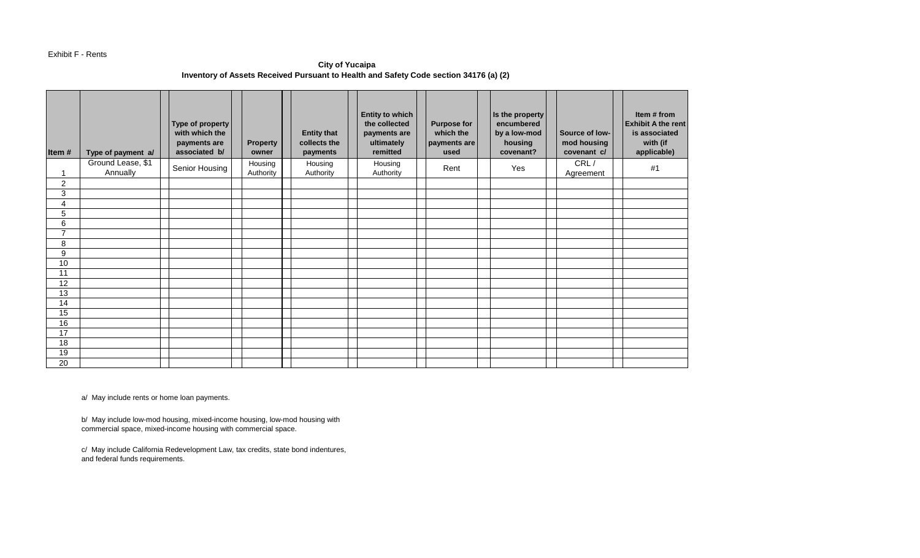Exhibit F - Rents

**City of Yucaipa**
**Inventory of Assets Received Pursuant to Health and Safety Code section 34176 (a) (2)**

| Item # | Type of payment a/ | Type of property with which the payments are associated b/ | Property owner | Entity that collects the payments | Entity to which the collected payments are ultimately remitted | Purpose for which the payments are used | Is the property encumbered by a low-mod housing covenant? | Source of low-mod housing covenant c/ | Item # from Exhibit A the rent is associated with (if applicable) |
|---|---|---|---|---|---|---|---|---|---|
| 1 | Ground Lease, $1 Annually | Senior Housing | Housing Authority | Housing Authority | Housing Authority | Rent | Yes | CRL / Agreement | #1 |
| 2 | | | | | | | | | |
| 3 | | | | | | | | | |
| 4 | | | | | | | | | |
| 5 | | | | | | | | | |
| 6 | | | | | | | | | |
| 7 | | | | | | | | | |
| 8 | | | | | | | | | |
| 9 | | | | | | | | | |
| 10 | | | | | | | | | |
| 11 | | | | | | | | | |
| 12 | | | | | | | | | |
| 13 | | | | | | | | | |
| 14 | | | | | | | | | |
| 15 | | | | | | | | | |
| 16 | | | | | | | | | |
| 17 | | | | | | | | | |
| 18 | | | | | | | | | |
| 19 | | | | | | | | | |
| 20 | | | | | | | | | |

a/ May include rents or home loan payments.

b/ May include low-mod housing, mixed-income housing, low-mod housing with commercial space, mixed-income housing with commercial space.

c/ May include California Redevelopment Law, tax credits, state bond indentures, and federal funds requirements.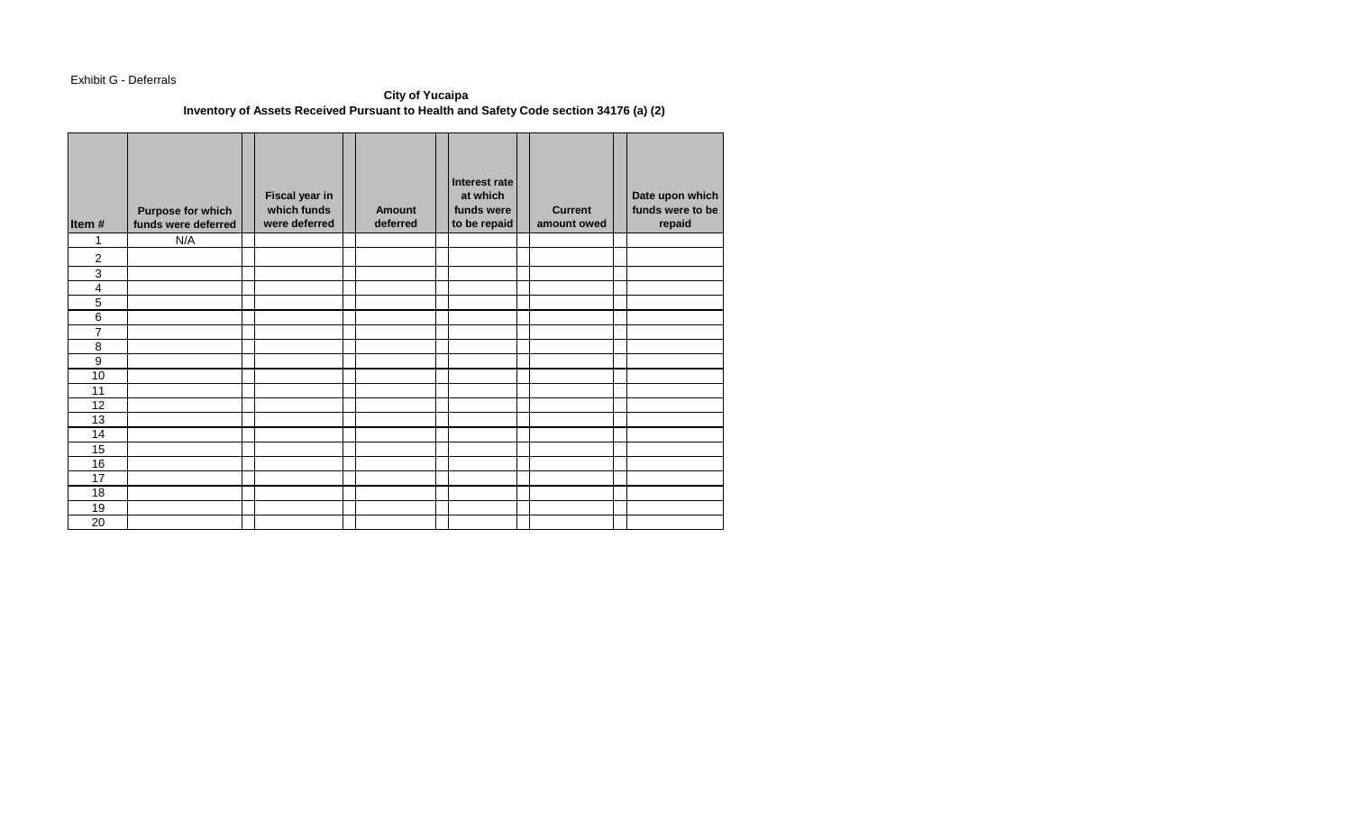Exhibit G - Deferrals

**City of Yucaipa**
**Inventory of Assets Received Pursuant to Health and Safety Code section 34176 (a) (2)**

| Item # | Purpose for which funds were deferred | Fiscal year in which funds were deferred | Amount deferred | Interest rate at which funds were to be repaid | Current amount owed | Date upon which funds were to be repaid |
|---|---|---|---|---|---|---|
| 1 | N/A | | | | | |
| 2 | | | | | | |
| 3 | | | | | | |
| 4 | | | | | | |
| 5 | | | | | | |
| 6 | | | | | | |
| 7 | | | | | | |
| 8 | | | | | | |
| 9 | | | | | | |
| 10 | | | | | | |
| 11 | | | | | | |
| 12 | | | | | | |
| 13 | | | | | | |
| 14 | | | | | | |
| 15 | | | | | | |
| 16 | | | | | | |
| 17 | | | | | | |
| 18 | | | | | | |
| 19 | | | | | | |
| 20 | | | | | | |